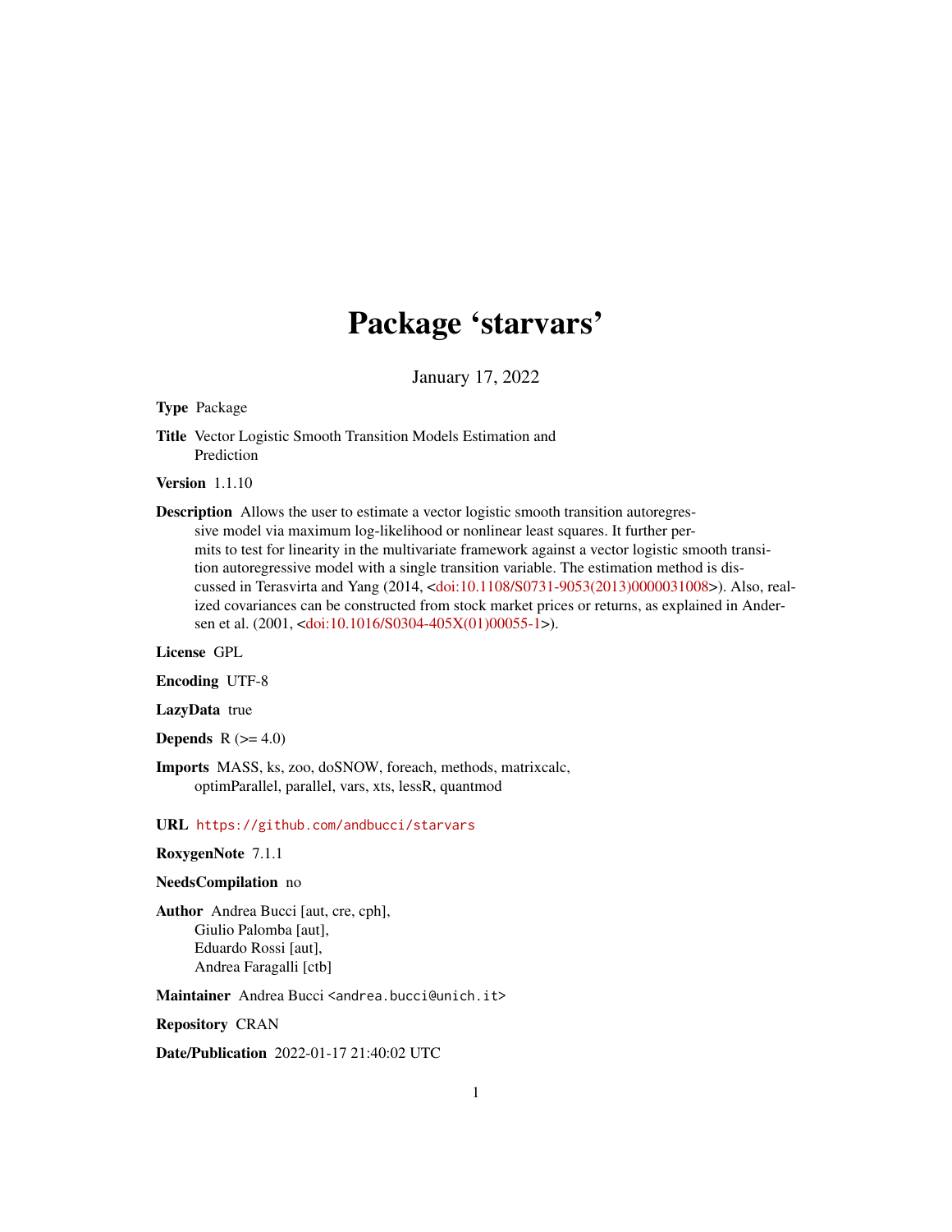# Package 'starvars'

January 17, 2022

**Type** Package

**Title** Vector Logistic Smooth Transition Models Estimation and Prediction

**Version** 1.1.10

**Description** Allows the user to estimate a vector logistic smooth transition autoregressive model via maximum log-likelihood or nonlinear least squares. It further permits to test for linearity in the multivariate framework against a vector logistic smooth transition autoregressive model with a single transition variable. The estimation method is discussed in Terasvirta and Yang (2014, <doi:10.1108/S0731-9053(2013)0000031008>). Also, realized covariances can be constructed from stock market prices or returns, as explained in Andersen et al. (2001, <doi:10.1016/S0304-405X(01)00055-1>).

**License** GPL

**Encoding** UTF-8

**LazyData** true

**Depends** R (>= 4.0)

**Imports** MASS, ks, zoo, doSNOW, foreach, methods, matrixcalc, optimParallel, parallel, vars, xts, lessR, quantmod

**URL** https://github.com/andbucci/starvars

**RoxygenNote** 7.1.1

**NeedsCompilation** no

**Author** Andrea Bucci [aut, cre, cph], Giulio Palomba [aut], Eduardo Rossi [aut], Andrea Faragalli [ctb]

**Maintainer** Andrea Bucci <andrea.bucci@unich.it>

**Repository** CRAN

**Date/Publication** 2022-01-17 21:40:02 UTC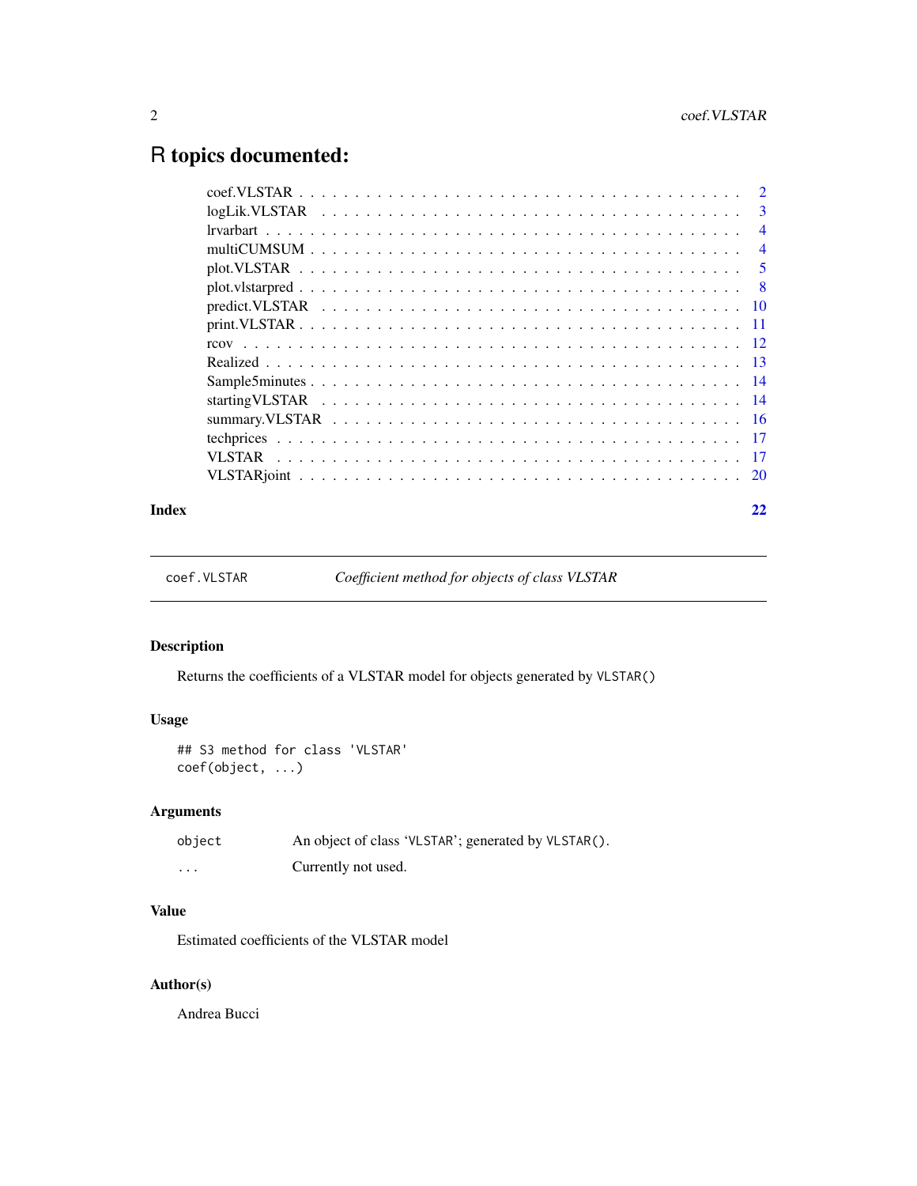# R topics documented:

| | |
|---|---|
| coef.VLSTAR | 2 |
| logLik.VLSTAR | 3 |
| lrvarbart | 4 |
| multiCUMSUM | 4 |
| plot.VLSTAR | 5 |
| plot.vlstarpred | 8 |
| predict.VLSTAR | 10 |
| print.VLSTAR | 11 |
| rcov | 12 |
| Realized | 13 |
| Sample5minutes | 14 |
| startingVLSTAR | 14 |
| summary.VLSTAR | 16 |
| techprices | 17 |
| VLSTAR | 17 |
| VLSTARjoint | 20 |
| **Index** | **22** |

---

`coef.VLSTAR` *Coefficient method for objects of class VLSTAR*

---

## Description

Returns the coefficients of a VLSTAR model for objects generated by `VLSTAR()`

## Usage

```
## S3 method for class 'VLSTAR'
coef(object, ...)
```

## Arguments

| | |
|---|---|
| `object` | An object of class 'VLSTAR'; generated by `VLSTAR()`. |
| `...` | Currently not used. |

## Value

Estimated coefficients of the VLSTAR model

## Author(s)

Andrea Bucci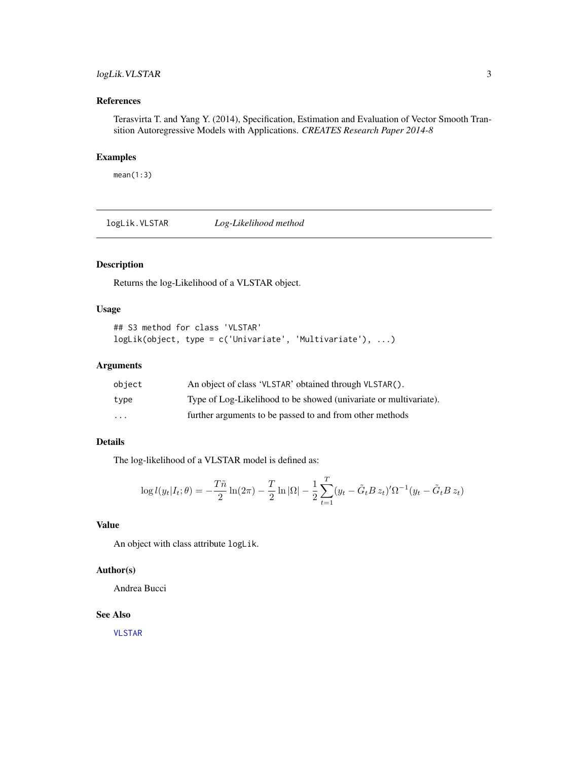## References

Terasvirta T. and Yang Y. (2014), Specification, Estimation and Evaluation of Vector Smooth Transition Autoregressive Models with Applications. *CREATES Research Paper 2014-8*

## Examples

```
mean(1:3)
```

---

# logLik.VLSTAR — *Log-Likelihood method*

## Description

Returns the log-Likelihood of a VLSTAR object.

## Usage

```
## S3 method for class 'VLSTAR'
logLik(object, type = c('Univariate', 'Multivariate'), ...)
```

## Arguments

| | |
|---|---|
| `object` | An object of class 'VLSTAR' obtained through `VLSTAR()`. |
| `type` | Type of Log-Likelihood to be showed (univariate or multivariate). |
| `...` | further arguments to be passed to and from other methods |

## Details

The log-likelihood of a VLSTAR model is defined as:

$$\log l(y_t|I_t;\theta) = -\frac{T\tilde{n}}{2}\ln(2\pi) - \frac{T}{2}\ln|\Omega| - \frac{1}{2}\sum_{t=1}^{T}(y_t - \tilde{G}_t B\, z_t)'\Omega^{-1}(y_t - \tilde{G}_t B\, z_t)$$

## Value

An object with class attribute `logLik`.

## Author(s)

Andrea Bucci

## See Also

`VLSTAR`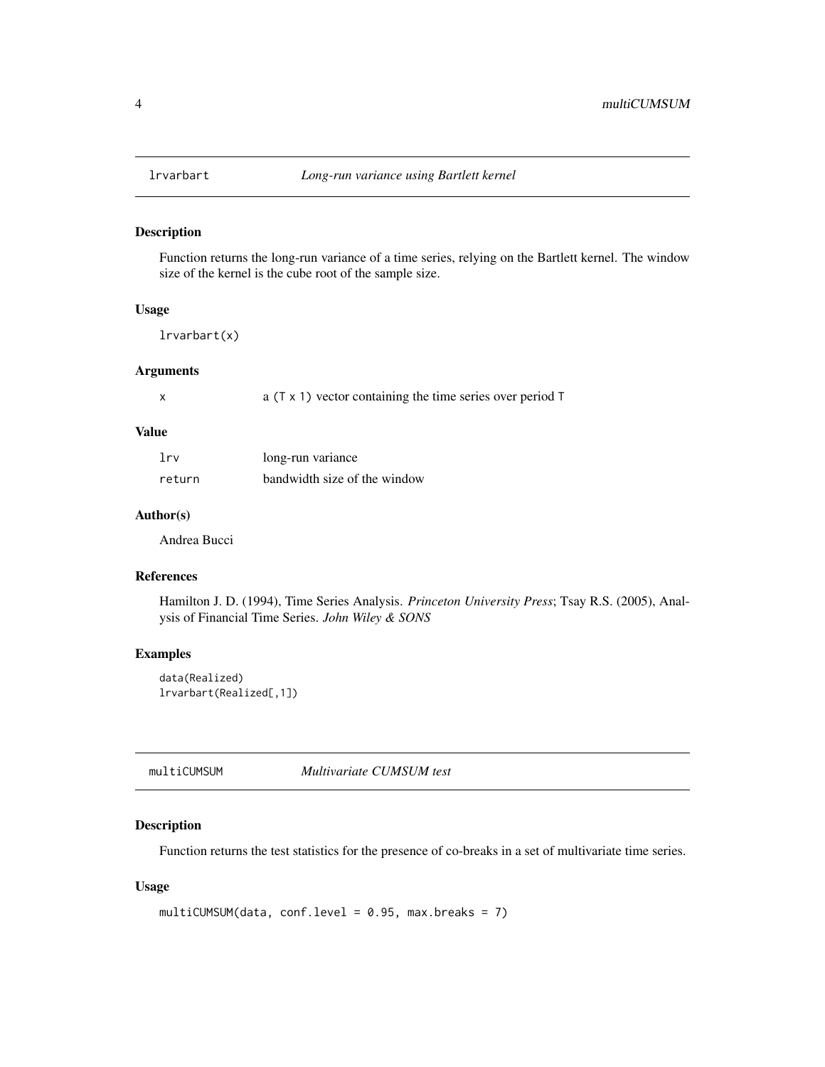## lrvarbart — *Long-run variance using Bartlett kernel*

### Description

Function returns the long-run variance of a time series, relying on the Bartlett kernel. The window size of the kernel is the cube root of the sample size.

### Usage

```
lrvarbart(x)
```

### Arguments

| | |
|---|---|
| x | a (T x 1) vector containing the time series over period T |

### Value

| | |
|---|---|
| lrv | long-run variance |
| return | bandwidth size of the window |

### Author(s)

Andrea Bucci

### References

Hamilton J. D. (1994), Time Series Analysis. *Princeton University Press*; Tsay R.S. (2005), Analysis of Financial Time Series. *John Wiley & SONS*

### Examples

```
data(Realized)
lrvarbart(Realized[,1])
```

## multiCUMSUM — *Multivariate CUMSUM test*

### Description

Function returns the test statistics for the presence of co-breaks in a set of multivariate time series.

### Usage

```
multiCUMSUM(data, conf.level = 0.95, max.breaks = 7)
```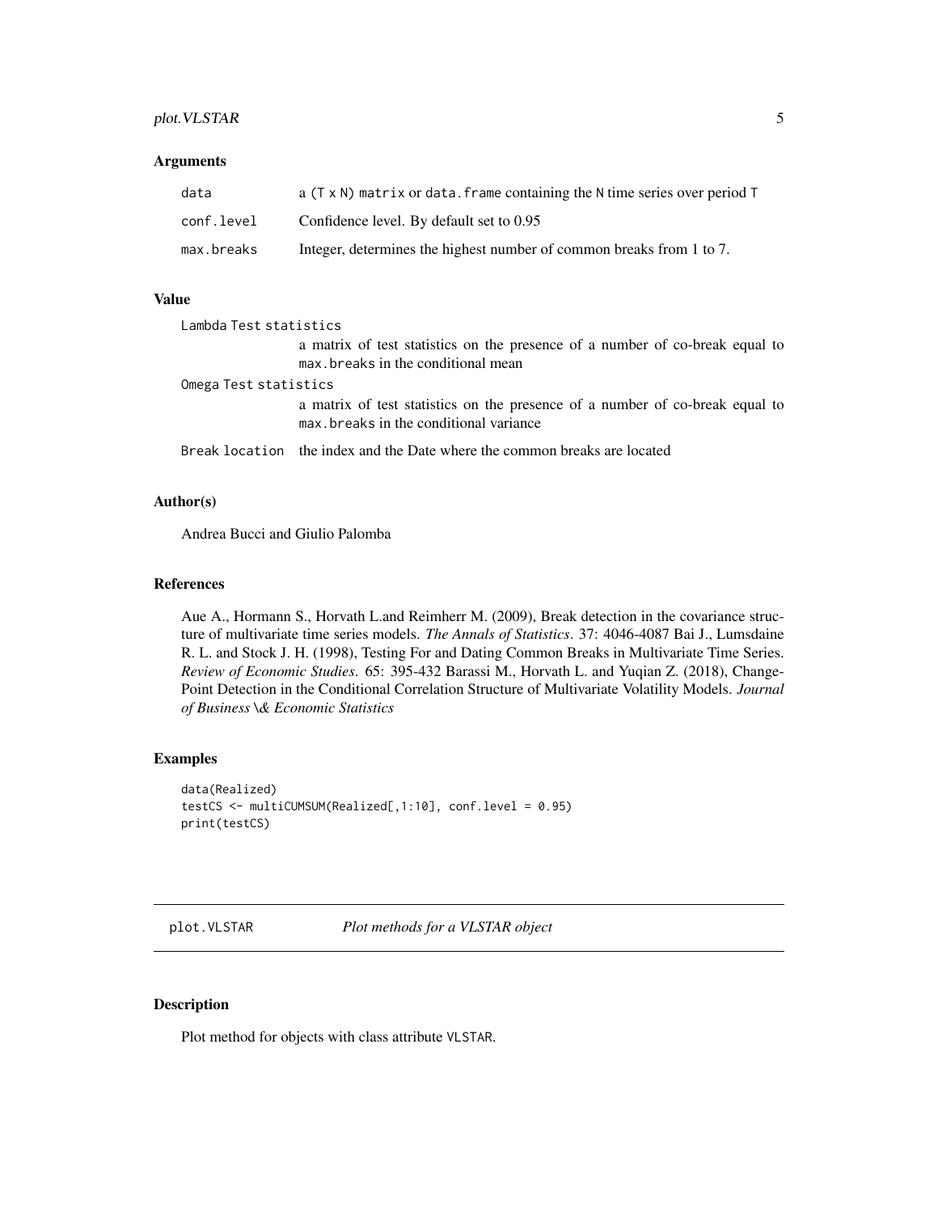### Arguments

| | |
|---|---|
| `data` | a `(T x N)` `matrix` or `data.frame` containing the `N` time series over period `T` |
| `conf.level` | Confidence level. By default set to 0.95 |
| `max.breaks` | Integer, determines the highest number of common breaks from 1 to 7. |

### Value

`Lambda Test statistics`
: a matrix of test statistics on the presence of a number of co-break equal to `max.breaks` in the conditional mean

`Omega Test statistics`
: a matrix of test statistics on the presence of a number of co-break equal to `max.breaks` in the conditional variance

`Break location`
: the index and the Date where the common breaks are located

### Author(s)

Andrea Bucci and Giulio Palomba

### References

Aue A., Hormann S., Horvath L.and Reimherr M. (2009), Break detection in the covariance structure of multivariate time series models. *The Annals of Statistics*. 37: 4046-4087 Bai J., Lumsdaine R. L. and Stock J. H. (1998), Testing For and Dating Common Breaks in Multivariate Time Series. *Review of Economic Studies*. 65: 395-432 Barassi M., Horvath L. and Yuqian Z. (2018), Change-Point Detection in the Conditional Correlation Structure of Multivariate Volatility Models. *Journal of Business \& Economic Statistics*

### Examples

```
data(Realized)
testCS <- multiCUMSUM(Realized[,1:10], conf.level = 0.95)
print(testCS)
```

---

## `plot.VLSTAR` *Plot methods for a VLSTAR object*

### Description

Plot method for objects with class attribute `VLSTAR`.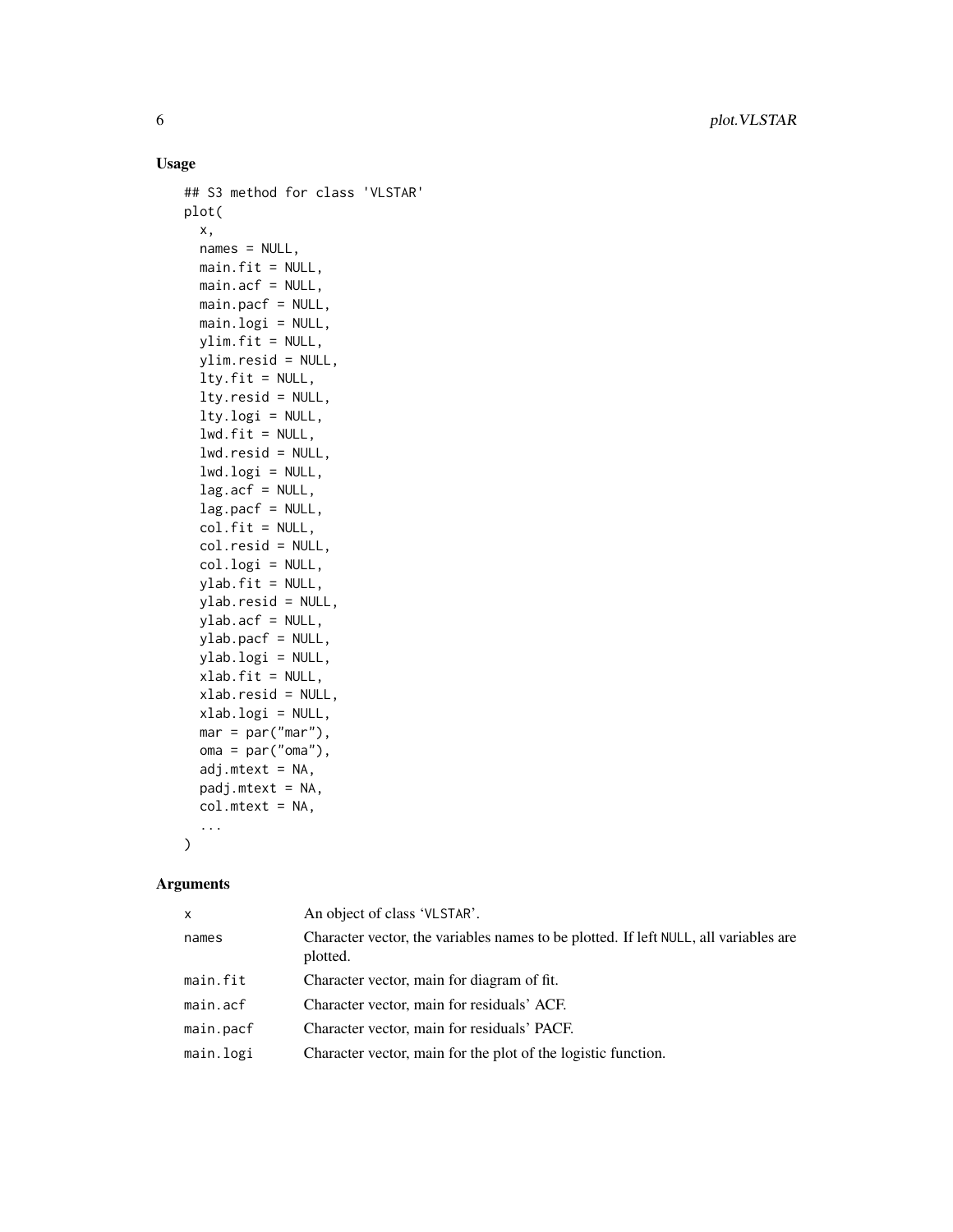## Usage

```
## S3 method for class 'VLSTAR'
plot(
  x,
  names = NULL,
  main.fit = NULL,
  main.acf = NULL,
  main.pacf = NULL,
  main.logi = NULL,
  ylim.fit = NULL,
  ylim.resid = NULL,
  lty.fit = NULL,
  lty.resid = NULL,
  lty.logi = NULL,
  lwd.fit = NULL,
  lwd.resid = NULL,
  lwd.logi = NULL,
  lag.acf = NULL,
  lag.pacf = NULL,
  col.fit = NULL,
  col.resid = NULL,
  col.logi = NULL,
  ylab.fit = NULL,
  ylab.resid = NULL,
  ylab.acf = NULL,
  ylab.pacf = NULL,
  ylab.logi = NULL,
  xlab.fit = NULL,
  xlab.resid = NULL,
  xlab.logi = NULL,
  mar = par("mar"),
  oma = par("oma"),
  adj.mtext = NA,
  padj.mtext = NA,
  col.mtext = NA,
  ...
)
```

## Arguments

| | |
|---|---|
| `x` | An object of class 'VLSTAR'. |
| `names` | Character vector, the variables names to be plotted. If left NULL, all variables are plotted. |
| `main.fit` | Character vector, main for diagram of fit. |
| `main.acf` | Character vector, main for residuals' ACF. |
| `main.pacf` | Character vector, main for residuals' PACF. |
| `main.logi` | Character vector, main for the plot of the logistic function. |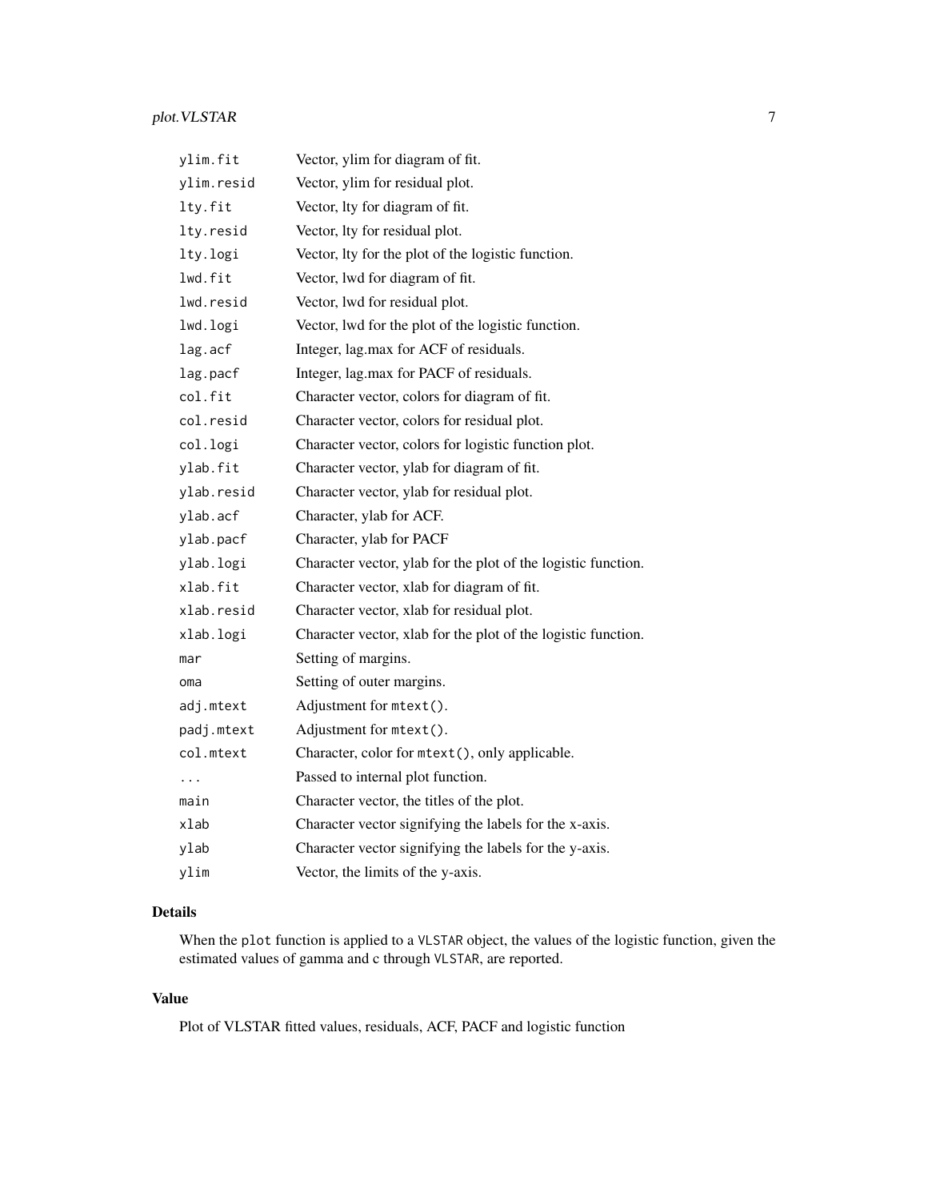| | |
|---|---|
| `ylim.fit` | Vector, ylim for diagram of fit. |
| `ylim.resid` | Vector, ylim for residual plot. |
| `lty.fit` | Vector, lty for diagram of fit. |
| `lty.resid` | Vector, lty for residual plot. |
| `lty.logi` | Vector, lty for the plot of the logistic function. |
| `lwd.fit` | Vector, lwd for diagram of fit. |
| `lwd.resid` | Vector, lwd for residual plot. |
| `lwd.logi` | Vector, lwd for the plot of the logistic function. |
| `lag.acf` | Integer, lag.max for ACF of residuals. |
| `lag.pacf` | Integer, lag.max for PACF of residuals. |
| `col.fit` | Character vector, colors for diagram of fit. |
| `col.resid` | Character vector, colors for residual plot. |
| `col.logi` | Character vector, colors for logistic function plot. |
| `ylab.fit` | Character vector, ylab for diagram of fit. |
| `ylab.resid` | Character vector, ylab for residual plot. |
| `ylab.acf` | Character, ylab for ACF. |
| `ylab.pacf` | Character, ylab for PACF |
| `ylab.logi` | Character vector, ylab for the plot of the logistic function. |
| `xlab.fit` | Character vector, xlab for diagram of fit. |
| `xlab.resid` | Character vector, xlab for residual plot. |
| `xlab.logi` | Character vector, xlab for the plot of the logistic function. |
| `mar` | Setting of margins. |
| `oma` | Setting of outer margins. |
| `adj.mtext` | Adjustment for `mtext()`. |
| `padj.mtext` | Adjustment for `mtext()`. |
| `col.mtext` | Character, color for `mtext()`, only applicable. |
| `...` | Passed to internal plot function. |
| `main` | Character vector, the titles of the plot. |
| `xlab` | Character vector signifying the labels for the x-axis. |
| `ylab` | Character vector signifying the labels for the y-axis. |
| `ylim` | Vector, the limits of the y-axis. |

## Details

When the `plot` function is applied to a `VLSTAR` object, the values of the logistic function, given the estimated values of gamma and c through `VLSTAR`, are reported.

## Value

Plot of VLSTAR fitted values, residuals, ACF, PACF and logistic function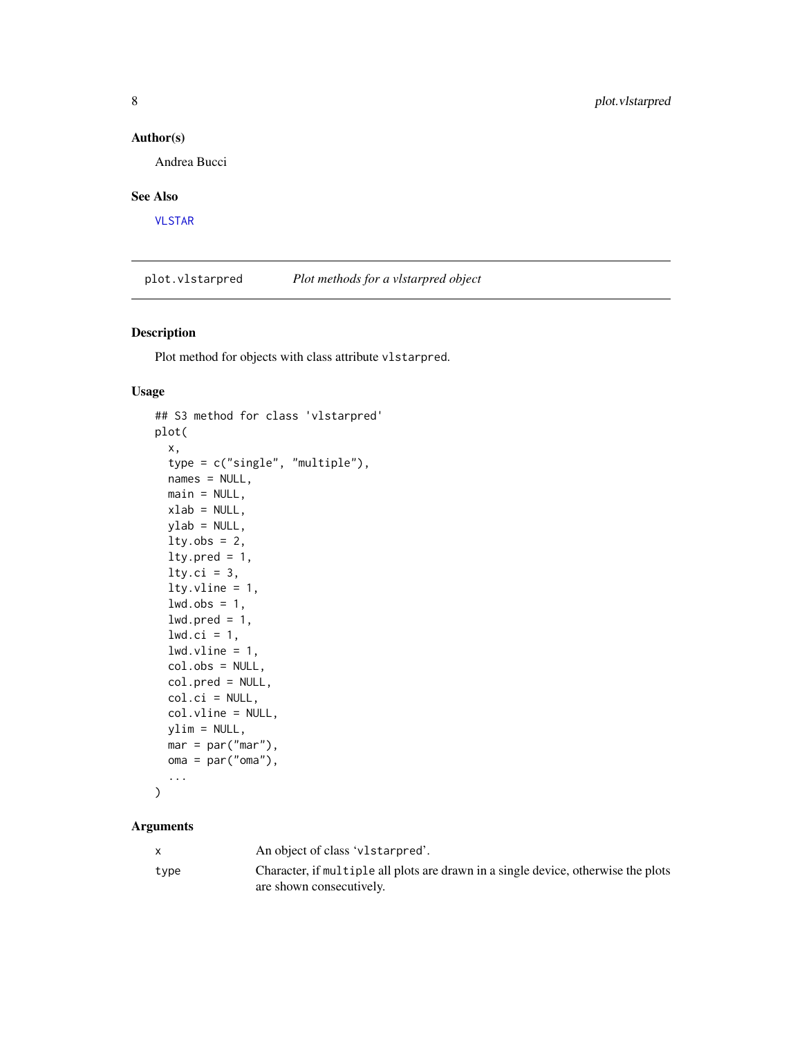## Author(s)

Andrea Bucci

## See Also

VLSTAR

---

# plot.vlstarpred *Plot methods for a vlstarpred object*

## Description

Plot method for objects with class attribute `vlstarpred`.

## Usage

```
## S3 method for class 'vlstarpred'
plot(
  x,
  type = c("single", "multiple"),
  names = NULL,
  main = NULL,
  xlab = NULL,
  ylab = NULL,
  lty.obs = 2,
  lty.pred = 1,
  lty.ci = 3,
  lty.vline = 1,
  lwd.obs = 1,
  lwd.pred = 1,
  lwd.ci = 1,
  lwd.vline = 1,
  col.obs = NULL,
  col.pred = NULL,
  col.ci = NULL,
  col.vline = NULL,
  ylim = NULL,
  mar = par("mar"),
  oma = par("oma"),
  ...
)
```

## Arguments

| | |
|---|---|
| `x` | An object of class '`vlstarpred`'. |
| `type` | Character, if `multiple` all plots are drawn in a single device, otherwise the plots are shown consecutively. |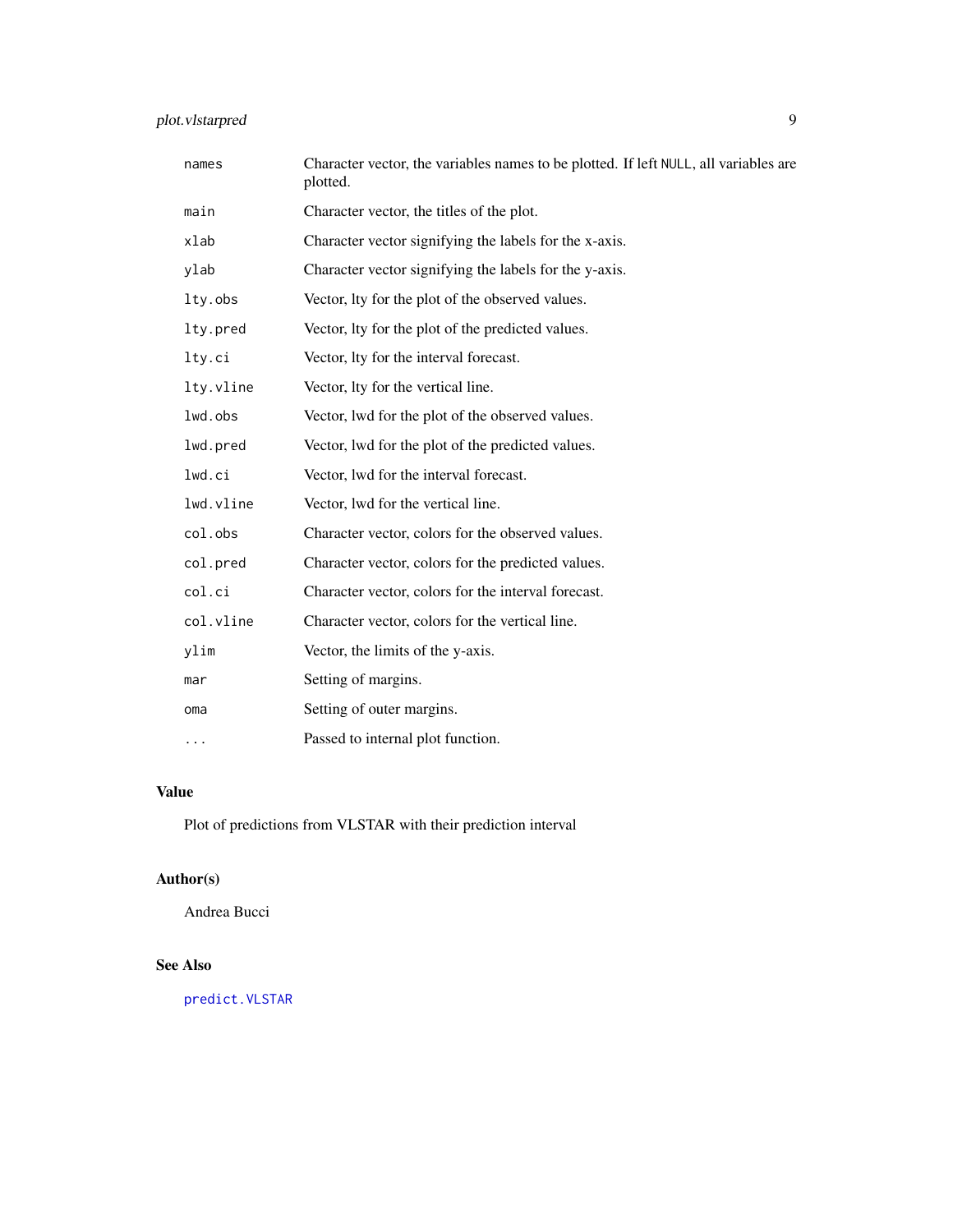| | |
|---|---|
| `names` | Character vector, the variables names to be plotted. If left `NULL`, all variables are plotted. |
| `main` | Character vector, the titles of the plot. |
| `xlab` | Character vector signifying the labels for the x-axis. |
| `ylab` | Character vector signifying the labels for the y-axis. |
| `lty.obs` | Vector, lty for the plot of the observed values. |
| `lty.pred` | Vector, lty for the plot of the predicted values. |
| `lty.ci` | Vector, lty for the interval forecast. |
| `lty.vline` | Vector, lty for the vertical line. |
| `lwd.obs` | Vector, lwd for the plot of the observed values. |
| `lwd.pred` | Vector, lwd for the plot of the predicted values. |
| `lwd.ci` | Vector, lwd for the interval forecast. |
| `lwd.vline` | Vector, lwd for the vertical line. |
| `col.obs` | Character vector, colors for the observed values. |
| `col.pred` | Character vector, colors for the predicted values. |
| `col.ci` | Character vector, colors for the interval forecast. |
| `col.vline` | Character vector, colors for the vertical line. |
| `ylim` | Vector, the limits of the y-axis. |
| `mar` | Setting of margins. |
| `oma` | Setting of outer margins. |
| `...` | Passed to internal plot function. |

## Value

Plot of predictions from VLSTAR with their prediction interval

## Author(s)

Andrea Bucci

## See Also

`predict.VLSTAR`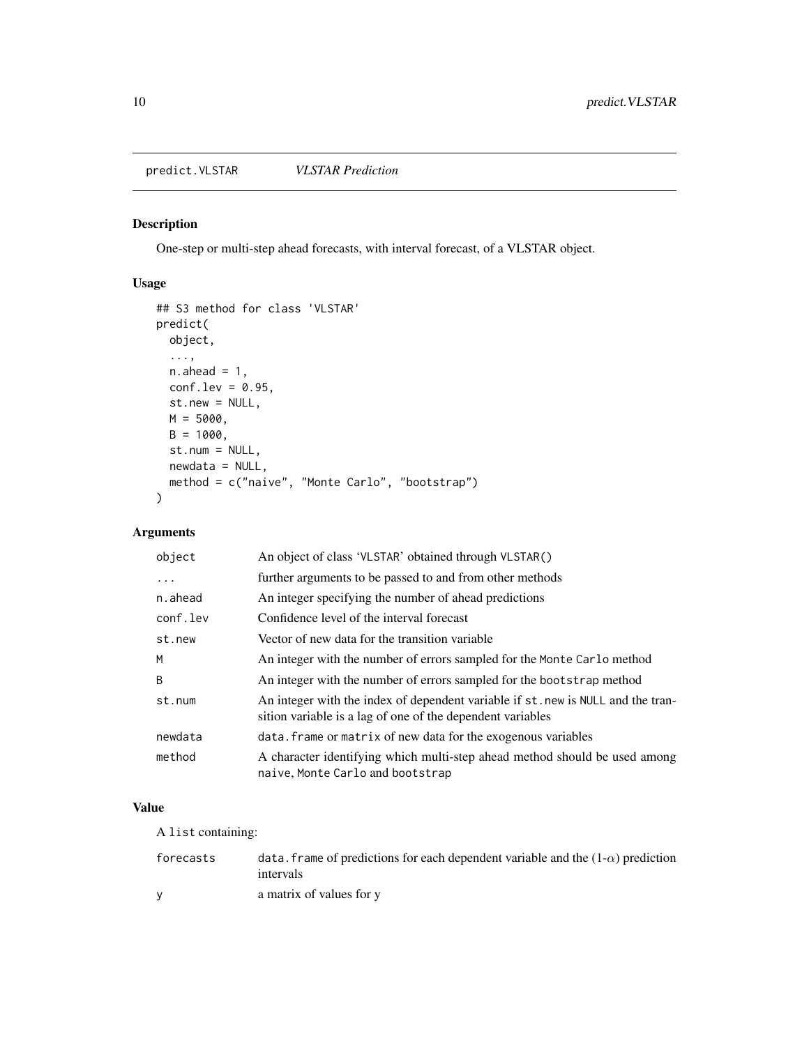predict.VLSTAR &nbsp;&nbsp;&nbsp;&nbsp; *VLSTAR Prediction*

## Description

One-step or multi-step ahead forecasts, with interval forecast, of a VLSTAR object.

## Usage

```
## S3 method for class 'VLSTAR'
predict(
  object,
  ...,
  n.ahead = 1,
  conf.lev = 0.95,
  st.new = NULL,
  M = 5000,
  B = 1000,
  st.num = NULL,
  newdata = NULL,
  method = c("naive", "Monte Carlo", "bootstrap")
)
```

## Arguments

| | |
|---|---|
| `object` | An object of class 'VLSTAR' obtained through `VLSTAR()` |
| `...` | further arguments to be passed to and from other methods |
| `n.ahead` | An integer specifying the number of ahead predictions |
| `conf.lev` | Confidence level of the interval forecast |
| `st.new` | Vector of new data for the transition variable |
| `M` | An integer with the number of errors sampled for the `Monte Carlo` method |
| `B` | An integer with the number of errors sampled for the `bootstrap` method |
| `st.num` | An integer with the index of dependent variable if `st.new` is `NULL` and the transition variable is a lag of one of the dependent variables |
| `newdata` | `data.frame` or `matrix` of new data for the exogenous variables |
| `method` | A character identifying which multi-step ahead method should be used among `naive`, `Monte Carlo` and `bootstrap` |

## Value

A `list` containing:

| | |
|---|---|
| `forecasts` | `data.frame` of predictions for each dependent variable and the (1-$\alpha$) prediction intervals |
| `y` | a matrix of values for y |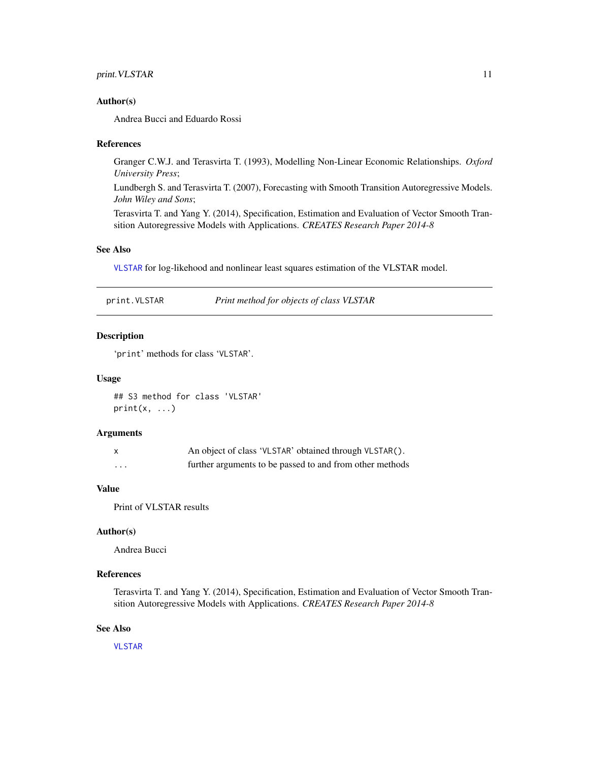### Author(s)

Andrea Bucci and Eduardo Rossi

### References

Granger C.W.J. and Terasvirta T. (1993), Modelling Non-Linear Economic Relationships. *Oxford University Press*;

Lundbergh S. and Terasvirta T. (2007), Forecasting with Smooth Transition Autoregressive Models. *John Wiley and Sons*;

Terasvirta T. and Yang Y. (2014), Specification, Estimation and Evaluation of Vector Smooth Transition Autoregressive Models with Applications. *CREATES Research Paper 2014-8*

### See Also

`VLSTAR` for log-likehood and nonlinear least squares estimation of the VLSTAR model.

---

## print.VLSTAR — *Print method for objects of class VLSTAR*

### Description

'print' methods for class 'VLSTAR'.

### Usage

```
## S3 method for class 'VLSTAR'
print(x, ...)
```

### Arguments

| | |
|---|---|
| x | An object of class 'VLSTAR' obtained through VLSTAR(). |
| ... | further arguments to be passed to and from other methods |

### Value

Print of VLSTAR results

### Author(s)

Andrea Bucci

### References

Terasvirta T. and Yang Y. (2014), Specification, Estimation and Evaluation of Vector Smooth Transition Autoregressive Models with Applications. *CREATES Research Paper 2014-8*

### See Also

`VLSTAR`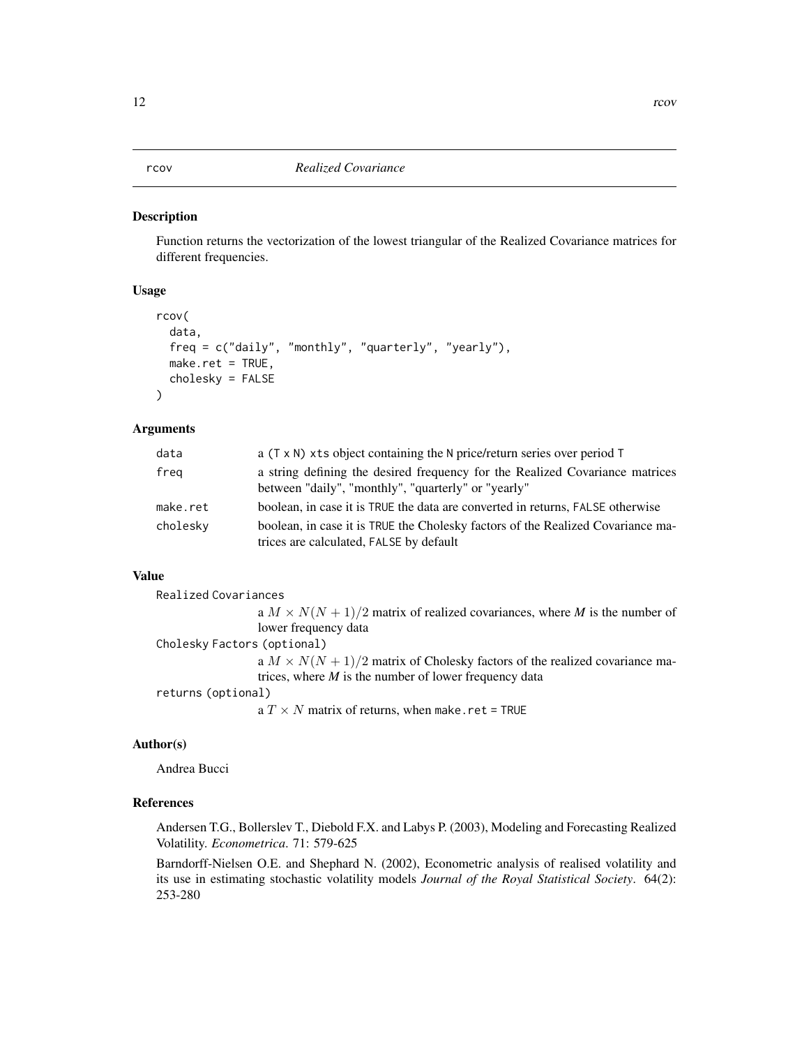# rcov — *Realized Covariance*

## Description

Function returns the vectorization of the lowest triangular of the Realized Covariance matrices for different frequencies.

## Usage

```
rcov(
  data,
  freq = c("daily", "monthly", "quarterly", "yearly"),
  make.ret = TRUE,
  cholesky = FALSE
)
```

## Arguments

| | |
|---|---|
| `data` | a `(T x N)` `xts` object containing the `N` price/return series over period `T` |
| `freq` | a string defining the desired frequency for the Realized Covariance matrices between "daily", "monthly", "quarterly" or "yearly" |
| `make.ret` | boolean, in case it is `TRUE` the data are converted in returns, `FALSE` otherwise |
| `cholesky` | boolean, in case it is `TRUE` the Cholesky factors of the Realized Covariance matrices are calculated, `FALSE` by default |

## Value

`Realized Covariances`
: a $M \times N(N+1)/2$ matrix of realized covariances, where *M* is the number of lower frequency data

`Cholesky Factors (optional)`
: a $M \times N(N+1)/2$ matrix of Cholesky factors of the realized covariance matrices, where *M* is the number of lower frequency data

`returns (optional)`
: a $T \times N$ matrix of returns, when `make.ret = TRUE`

## Author(s)

Andrea Bucci

## References

Andersen T.G., Bollerslev T., Diebold F.X. and Labys P. (2003), Modeling and Forecasting Realized Volatility. *Econometrica*. 71: 579-625

Barndorff-Nielsen O.E. and Shephard N. (2002), Econometric analysis of realised volatility and its use in estimating stochastic volatility models *Journal of the Royal Statistical Society*. 64(2): 253-280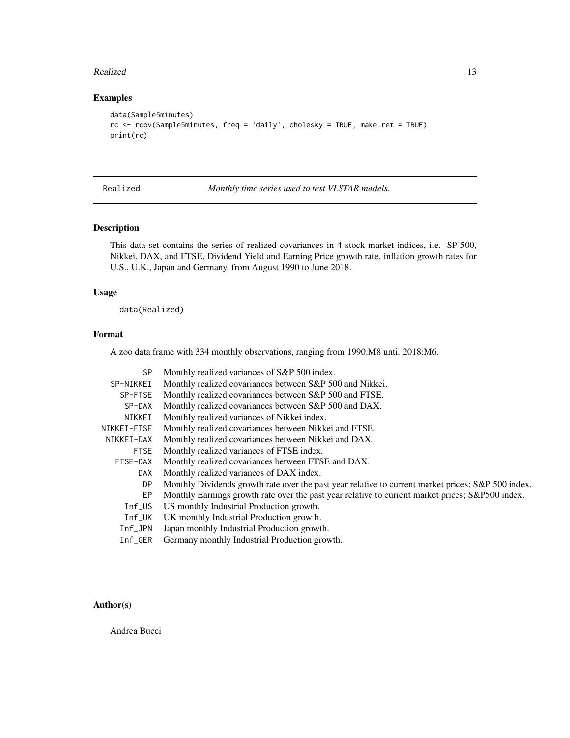## Examples

```
data(Sample5minutes)
rc <- rcov(Sample5minutes, freq = 'daily', cholesky = TRUE, make.ret = TRUE)
print(rc)
```

---

Realized *Monthly time series used to test VLSTAR models.*

---

## Description

This data set contains the series of realized covariances in 4 stock market indices, i.e. SP-500, Nikkei, DAX, and FTSE, Dividend Yield and Earning Price growth rate, inflation growth rates for U.S., U.K., Japan and Germany, from August 1990 to June 2018.

## Usage

```
data(Realized)
```

## Format

A zoo data frame with 334 monthly observations, ranging from 1990:M8 until 2018:M6.

| | |
|---|---|
| SP | Monthly realized variances of S&P 500 index. |
| SP-NIKKEI | Monthly realized covariances between S&P 500 and Nikkei. |
| SP-FTSE | Monthly realized covariances between S&P 500 and FTSE. |
| SP-DAX | Monthly realized covariances between S&P 500 and DAX. |
| NIKKEI | Monthly realized variances of Nikkei index. |
| NIKKEI-FTSE | Monthly realized covariances between Nikkei and FTSE. |
| NIKKEI-DAX | Monthly realized covariances between Nikkei and DAX. |
| FTSE | Monthly realized variances of FTSE index. |
| FTSE-DAX | Monthly realized covariances between FTSE and DAX. |
| DAX | Monthly realized variances of DAX index. |
| DP | Monthly Dividends growth rate over the past year relative to current market prices; S&P 500 index. |
| EP | Monthly Earnings growth rate over the past year relative to current market prices; S&P500 index. |
| Inf_US | US monthly Industrial Production growth. |
| Inf_UK | UK monthly Industrial Production growth. |
| Inf_JPN | Japan monthly Industrial Production growth. |
| Inf_GER | Germany monthly Industrial Production growth. |

## Author(s)

Andrea Bucci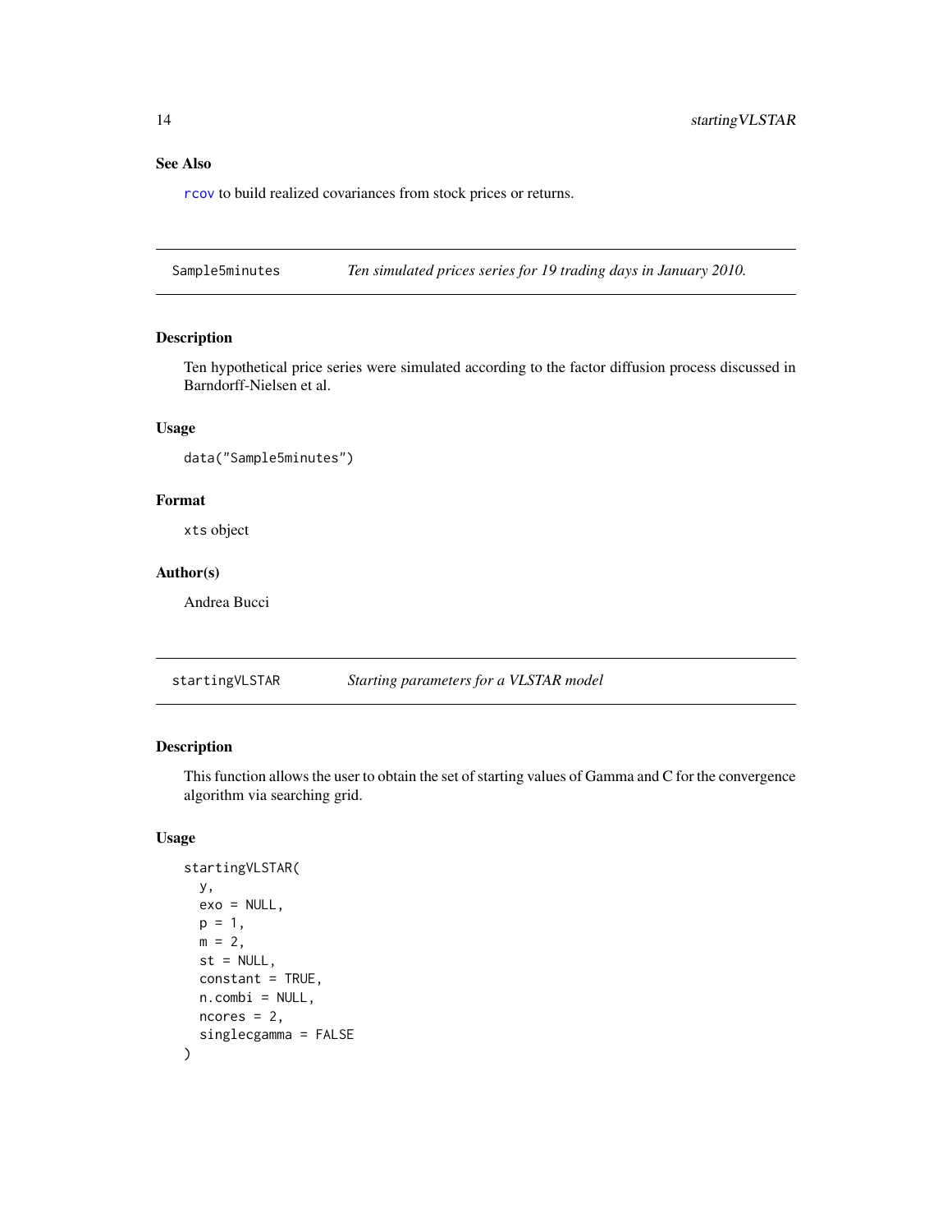## See Also

`rcov` to build realized covariances from stock prices or returns.

---

## Sample5minutes — *Ten simulated prices series for 19 trading days in January 2010.*

### Description

Ten hypothetical price series were simulated according to the factor diffusion process discussed in Barndorff-Nielsen et al.

### Usage

```
data("Sample5minutes")
```

### Format

`xts` object

### Author(s)

Andrea Bucci

---

## startingVLSTAR — *Starting parameters for a VLSTAR model*

### Description

This function allows the user to obtain the set of starting values of Gamma and C for the convergence algorithm via searching grid.

### Usage

```
startingVLSTAR(
  y,
  exo = NULL,
  p = 1,
  m = 2,
  st = NULL,
  constant = TRUE,
  n.combi = NULL,
  ncores = 2,
  singlecgamma = FALSE
)
```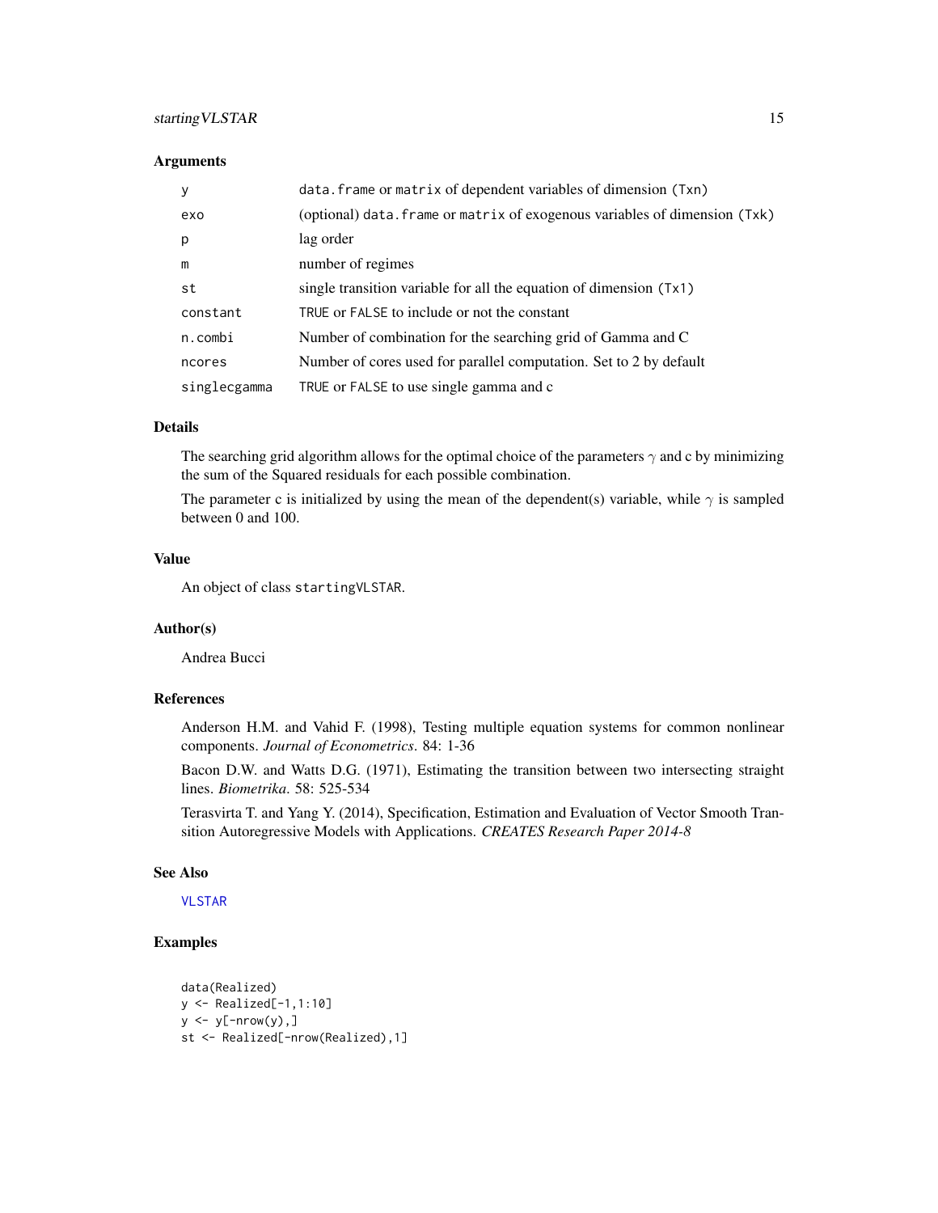## Arguments

| | |
|---|---|
| y | data.frame or matrix of dependent variables of dimension (Txn) |
| exo | (optional) data.frame or matrix of exogenous variables of dimension (Txk) |
| p | lag order |
| m | number of regimes |
| st | single transition variable for all the equation of dimension (Tx1) |
| constant | TRUE or FALSE to include or not the constant |
| n.combi | Number of combination for the searching grid of Gamma and C |
| ncores | Number of cores used for parallel computation. Set to 2 by default |
| singlecgamma | TRUE or FALSE to use single gamma and c |

## Details

The searching grid algorithm allows for the optimal choice of the parameters $\gamma$ and c by minimizing the sum of the Squared residuals for each possible combination.

The parameter c is initialized by using the mean of the dependent(s) variable, while $\gamma$ is sampled between 0 and 100.

## Value

An object of class startingVLSTAR.

## Author(s)

Andrea Bucci

## References

Anderson H.M. and Vahid F. (1998), Testing multiple equation systems for common nonlinear components. *Journal of Econometrics*. 84: 1-36

Bacon D.W. and Watts D.G. (1971), Estimating the transition between two intersecting straight lines. *Biometrika*. 58: 525-534

Terasvirta T. and Yang Y. (2014), Specification, Estimation and Evaluation of Vector Smooth Transition Autoregressive Models with Applications. *CREATES Research Paper 2014-8*

## See Also

VLSTAR

## Examples

```
data(Realized)
y <- Realized[-1,1:10]
y <- y[-nrow(y),]
st <- Realized[-nrow(Realized),1]
```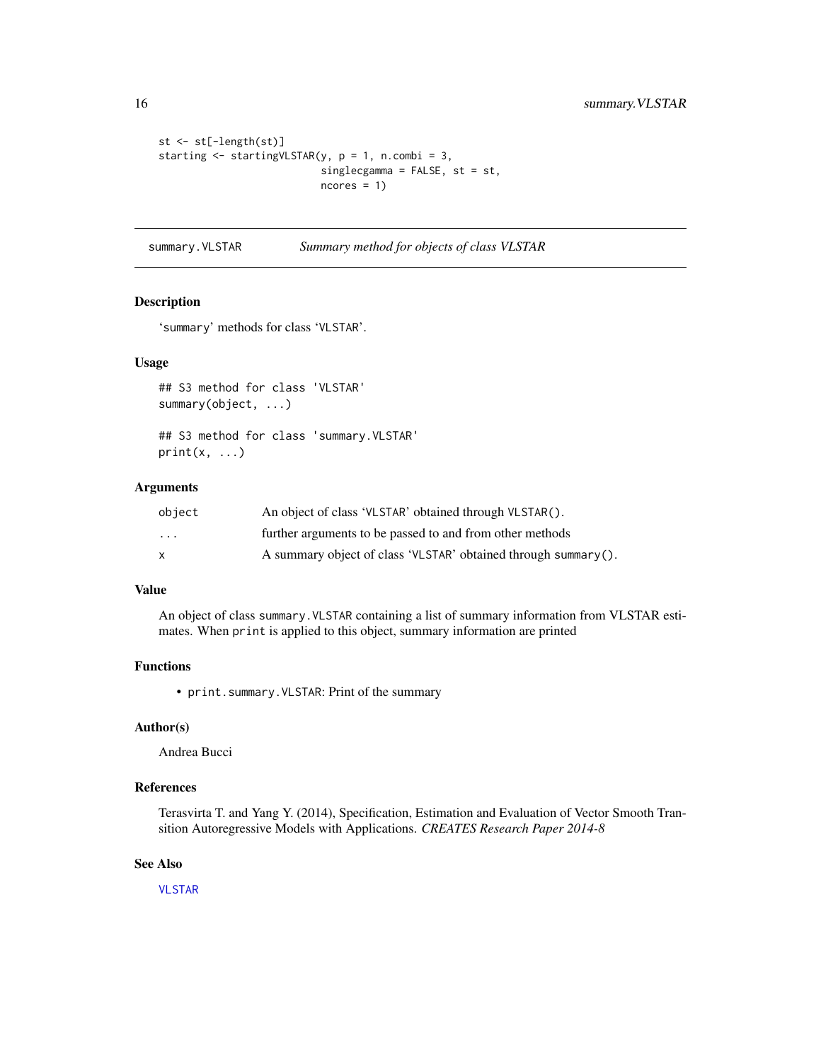```
st <- st[-length(st)]
starting <- startingVLSTAR(y, p = 1, n.combi = 3,
                           singlecgamma = FALSE, st = st,
                           ncores = 1)
```

## summary.VLSTAR — *Summary method for objects of class VLSTAR*

### Description

'summary' methods for class 'VLSTAR'.

### Usage

```
## S3 method for class 'VLSTAR'
summary(object, ...)

## S3 method for class 'summary.VLSTAR'
print(x, ...)
```

### Arguments

| | |
|---|---|
| object | An object of class 'VLSTAR' obtained through VLSTAR(). |
| ... | further arguments to be passed to and from other methods |
| x | A summary object of class 'VLSTAR' obtained through summary(). |

### Value

An object of class summary.VLSTAR containing a list of summary information from VLSTAR estimates. When print is applied to this object, summary information are printed

### Functions

- print.summary.VLSTAR: Print of the summary

### Author(s)

Andrea Bucci

### References

Terasvirta T. and Yang Y. (2014), Specification, Estimation and Evaluation of Vector Smooth Transition Autoregressive Models with Applications. *CREATES Research Paper 2014-8*

### See Also

VLSTAR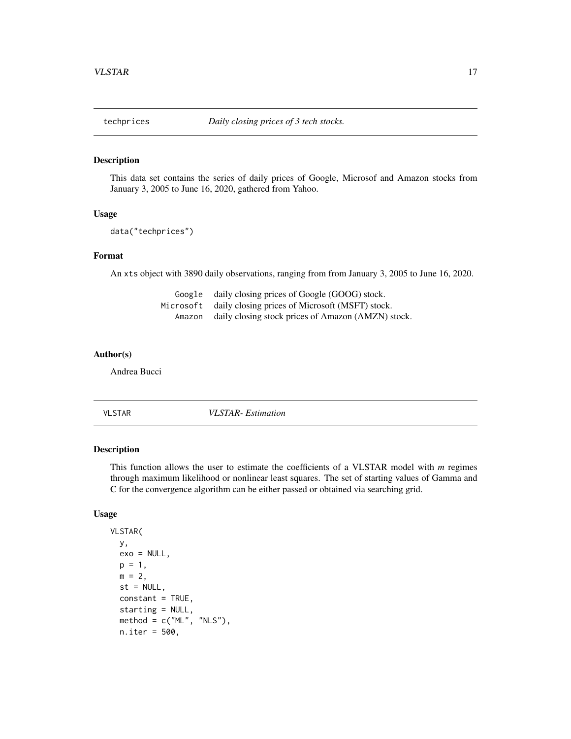## techprices *Daily closing prices of 3 tech stocks.*

### Description

This data set contains the series of daily prices of Google, Microsof and Amazon stocks from January 3, 2005 to June 16, 2020, gathered from Yahoo.

### Usage

```
data("techprices")
```

### Format

An xts object with 3890 daily observations, ranging from from January 3, 2005 to June 16, 2020.

| | |
|---|---|
| Google | daily closing prices of Google (GOOG) stock. |
| Microsoft | daily closing prices of Microsoft (MSFT) stock. |
| Amazon | daily closing stock prices of Amazon (AMZN) stock. |

### Author(s)

Andrea Bucci

## VLSTAR *VLSTAR- Estimation*

### Description

This function allows the user to estimate the coefficients of a VLSTAR model with *m* regimes through maximum likelihood or nonlinear least squares. The set of starting values of Gamma and C for the convergence algorithm can be either passed or obtained via searching grid.

### Usage

```
VLSTAR(
  y,
  exo = NULL,
  p = 1,
  m = 2,
  st = NULL,
  constant = TRUE,
  starting = NULL,
  method = c("ML", "NLS"),
  n.iter = 500,
```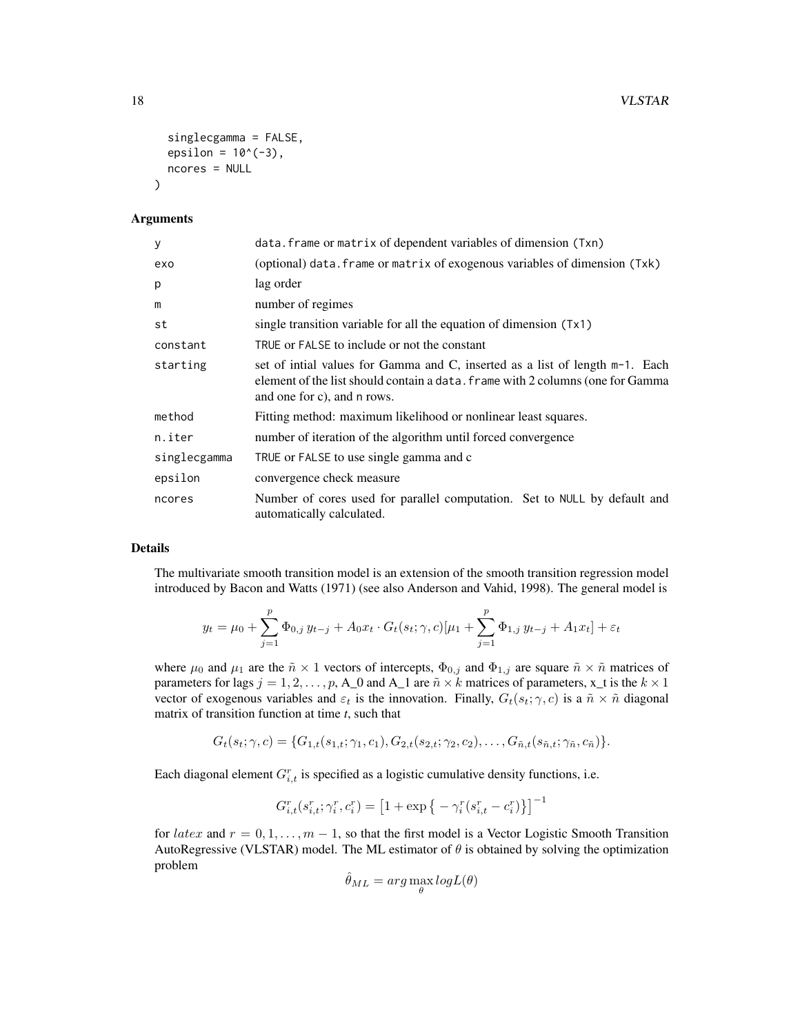```
  singlecgamma = FALSE,
  epsilon = 10^(-3),
  ncores = NULL
)
```

### Arguments

| | |
|---|---|
| y | data.frame or matrix of dependent variables of dimension (Txn) |
| exo | (optional) data.frame or matrix of exogenous variables of dimension (Txk) |
| p | lag order |
| m | number of regimes |
| st | single transition variable for all the equation of dimension (Tx1) |
| constant | TRUE or FALSE to include or not the constant |
| starting | set of intial values for Gamma and C, inserted as a list of length m-1. Each element of the list should contain a data.frame with 2 columns (one for Gamma and one for c), and n rows. |
| method | Fitting method: maximum likelihood or nonlinear least squares. |
| n.iter | number of iteration of the algorithm until forced convergence |
| singlecgamma | TRUE or FALSE to use single gamma and c |
| epsilon | convergence check measure |
| ncores | Number of cores used for parallel computation. Set to NULL by default and automatically calculated. |

### Details

The multivariate smooth transition model is an extension of the smooth transition regression model introduced by Bacon and Watts (1971) (see also Anderson and Vahid, 1998). The general model is

$$y_t = \mu_0 + \sum_{j=1}^{p} \Phi_{0,j}\, y_{t-j} + A_0 x_t \cdot G_t(s_t; \gamma, c)[\mu_1 + \sum_{j=1}^{p} \Phi_{1,j}\, y_{t-j} + A_1 x_t] + \varepsilon_t$$

where $\mu_0$ and $\mu_1$ are the $\tilde{n} \times 1$ vectors of intercepts, $\Phi_{0,j}$ and $\Phi_{1,j}$ are square $\tilde{n} \times \tilde{n}$ matrices of parameters for lags $j = 1, 2, \ldots, p$, A_0 and A_1 are $\tilde{n} \times k$ matrices of parameters, x_t is the $k \times 1$ vector of exogenous variables and $\varepsilon_t$ is the innovation. Finally, $G_t(s_t; \gamma, c)$ is a $\tilde{n} \times \tilde{n}$ diagonal matrix of transition function at time *t*, such that

$$G_t(s_t; \gamma, c) = \{G_{1,t}(s_{1,t}; \gamma_1, c_1), G_{2,t}(s_{2,t}; \gamma_2, c_2), \ldots, G_{\tilde{n},t}(s_{\tilde{n},t}; \gamma_{\tilde{n}}, c_{\tilde{n}})\}.$$

Each diagonal element $G_{i,t}^r$ is specified as a logistic cumulative density functions, i.e.

$$G_{i,t}^r(s_{i,t}^r; \gamma_i^r, c_i^r) = \left[1 + \exp\left\{-\gamma_i^r (s_{i,t}^r - c_i^r)\right\}\right]^{-1}$$

for $latex$ and $r = 0, 1, \ldots, m-1$, so that the first model is a Vector Logistic Smooth Transition AutoRegressive (VLSTAR) model. The ML estimator of $\theta$ is obtained by solving the optimization problem

$$\hat{\theta}_{ML} = arg \max_{\theta} logL(\theta)$$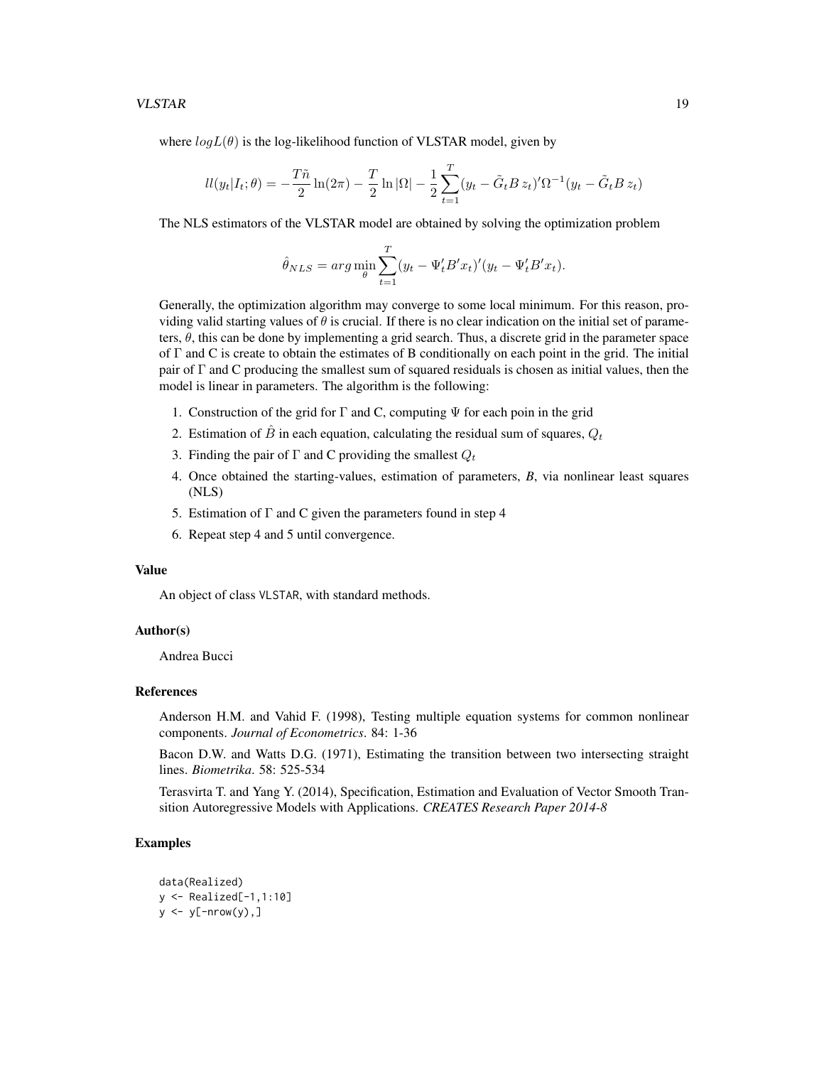where $logL(\theta)$ is the log-likelihood function of VLSTAR model, given by

$$ll(y_t|I_t;\theta) = -\frac{T\tilde{n}}{2}\ln(2\pi) - \frac{T}{2}\ln|\Omega| - \frac{1}{2}\sum_{t=1}^{T}(y_t - \tilde{G}_t B\, z_t)'\Omega^{-1}(y_t - \tilde{G}_t B\, z_t)$$

The NLS estimators of the VLSTAR model are obtained by solving the optimization problem

$$\hat{\theta}_{NLS} = arg\min_{\theta}\sum_{t=1}^{T}(y_t - \Psi_t' B' x_t)'(y_t - \Psi_t' B' x_t).$$

Generally, the optimization algorithm may converge to some local minimum. For this reason, providing valid starting values of $\theta$ is crucial. If there is no clear indication on the initial set of parameters, $\theta$, this can be done by implementing a grid search. Thus, a discrete grid in the parameter space of $\Gamma$ and C is create to obtain the estimates of B conditionally on each point in the grid. The initial pair of $\Gamma$ and C producing the smallest sum of squared residuals is chosen as initial values, then the model is linear in parameters. The algorithm is the following:

1. Construction of the grid for $\Gamma$ and C, computing $\Psi$ for each poin in the grid
2. Estimation of $\hat{B}$ in each equation, calculating the residual sum of squares, $Q_t$
3. Finding the pair of $\Gamma$ and C providing the smallest $Q_t$
4. Once obtained the starting-values, estimation of parameters, *B*, via nonlinear least squares (NLS)
5. Estimation of $\Gamma$ and C given the parameters found in step 4
6. Repeat step 4 and 5 until convergence.

## Value

An object of class `VLSTAR`, with standard methods.

## Author(s)

Andrea Bucci

## References

Anderson H.M. and Vahid F. (1998), Testing multiple equation systems for common nonlinear components. *Journal of Econometrics*. 84: 1-36

Bacon D.W. and Watts D.G. (1971), Estimating the transition between two intersecting straight lines. *Biometrika*. 58: 525-534

Terasvirta T. and Yang Y. (2014), Specification, Estimation and Evaluation of Vector Smooth Transition Autoregressive Models with Applications. *CREATES Research Paper 2014-8*

## Examples

```
data(Realized)
y <- Realized[-1,1:10]
y <- y[-nrow(y),]
```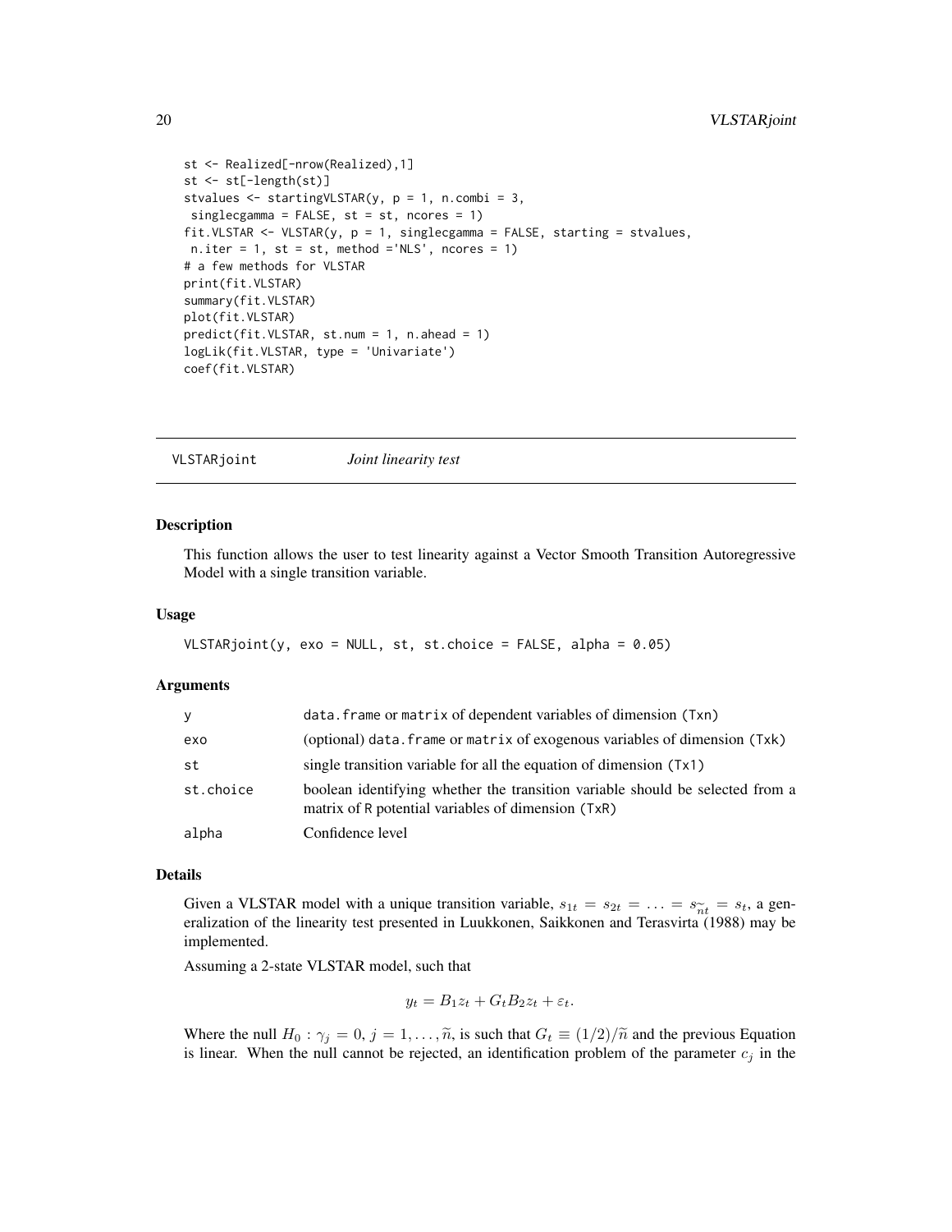```
st <- Realized[-nrow(Realized),1]
st <- st[-length(st)]
stvalues <- startingVLSTAR(y, p = 1, n.combi = 3,
 singlecgamma = FALSE, st = st, ncores = 1)
fit.VLSTAR <- VLSTAR(y, p = 1, singlecgamma = FALSE, starting = stvalues,
 n.iter = 1, st = st, method ='NLS', ncores = 1)
# a few methods for VLSTAR
print(fit.VLSTAR)
summary(fit.VLSTAR)
plot(fit.VLSTAR)
predict(fit.VLSTAR, st.num = 1, n.ahead = 1)
logLik(fit.VLSTAR, type = 'Univariate')
coef(fit.VLSTAR)
```

---

## VLSTARjoint &nbsp;&nbsp;&nbsp; *Joint linearity test*

---

### Description

This function allows the user to test linearity against a Vector Smooth Transition Autoregressive Model with a single transition variable.

### Usage

```
VLSTARjoint(y, exo = NULL, st, st.choice = FALSE, alpha = 0.05)
```

### Arguments

| | |
|---|---|
| `y` | `data.frame` or `matrix` of dependent variables of dimension (`Txn`) |
| `exo` | (optional) `data.frame` or `matrix` of exogenous variables of dimension (`Txk`) |
| `st` | single transition variable for all the equation of dimension (`Tx1`) |
| `st.choice` | boolean identifying whether the transition variable should be selected from a matrix of R potential variables of dimension (`TxR`) |
| `alpha` | Confidence level |

### Details

Given a VLSTAR model with a unique transition variable, $s_{1t} = s_{2t} = \ldots = s_{\widetilde{n}t} = s_t$, a generalization of the linearity test presented in Luukkonen, Saikkonen and Terasvirta (1988) may be implemented.

Assuming a 2-state VLSTAR model, such that

$$y_t = B_1 z_t + G_t B_2 z_t + \varepsilon_t.$$

Where the null $H_0 : \gamma_j = 0, j = 1, \ldots, \widetilde{n}$, is such that $G_t \equiv (1/2)/\widetilde{n}$ and the previous Equation is linear. When the null cannot be rejected, an identification problem of the parameter $c_j$ in the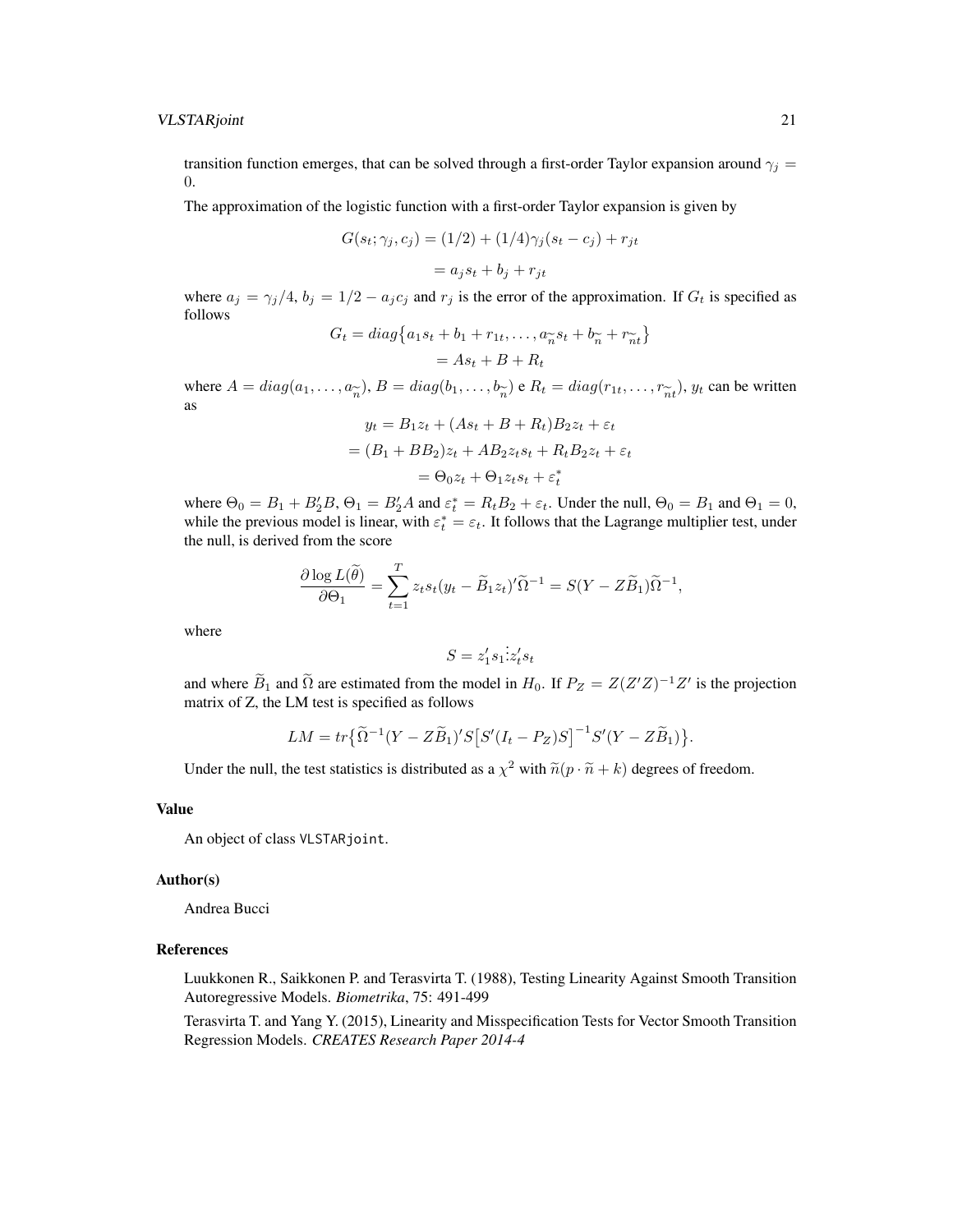transition function emerges, that can be solved through a first-order Taylor expansion around $\gamma_j = 0$.

The approximation of the logistic function with a first-order Taylor expansion is given by

$$G(s_t; \gamma_j, c_j) = (1/2) + (1/4)\gamma_j(s_t - c_j) + r_{jt}$$

$$= a_j s_t + b_j + r_{jt}$$

where $a_j = \gamma_j/4$, $b_j = 1/2 - a_j c_j$ and $r_j$ is the error of the approximation. If $G_t$ is specified as follows

$$G_t = diag\{a_1 s_t + b_1 + r_{1t}, \ldots, a_{\widetilde{n}} s_t + b_{\widetilde{n}} + r_{\widetilde{n}t}\}$$

$$= A s_t + B + R_t$$

where $A = diag(a_1, \ldots, a_{\widetilde{n}})$, $B = diag(b_1, \ldots, b_{\widetilde{n}})$ e $R_t = diag(r_{1t}, \ldots, r_{\widetilde{n}t})$, $y_t$ can be written as

$$y_t = B_1 z_t + (A s_t + B + R_t) B_2 z_t + \varepsilon_t$$

$$= (B_1 + B B_2) z_t + A B_2 z_t s_t + R_t B_2 z_t + \varepsilon_t$$

$$= \Theta_0 z_t + \Theta_1 z_t s_t + \varepsilon_t^*$$

where $\Theta_0 = B_1 + B_2' B$, $\Theta_1 = B_2' A$ and $\varepsilon_t^* = R_t B_2 + \varepsilon_t$. Under the null, $\Theta_0 = B_1$ and $\Theta_1 = 0$, while the previous model is linear, with $\varepsilon_t^* = \varepsilon_t$. It follows that the Lagrange multiplier test, under the null, is derived from the score

$$\frac{\partial \log L(\widetilde{\theta})}{\partial \Theta_1} = \sum_{t=1}^{T} z_t s_t (y_t - \widetilde{B}_1 z_t)' \widetilde{\Omega}^{-1} = S(Y - Z\widetilde{B}_1)\widetilde{\Omega}^{-1},$$

where

$$S = z_1' s_1 \vdots z_t' s_t$$

and where $\widetilde{B}_1$ and $\widetilde{\Omega}$ are estimated from the model in $H_0$. If $P_Z = Z(Z'Z)^{-1}Z'$ is the projection matrix of Z, the LM test is specified as follows

$$LM = tr\{\widetilde{\Omega}^{-1}(Y - Z\widetilde{B}_1)' S \big[S'(I_t - P_Z)S\big]^{-1} S'(Y - Z\widetilde{B}_1)\}.$$

Under the null, the test statistics is distributed as a $\chi^2$ with $\widetilde{n}(p \cdot \widetilde{n} + k)$ degrees of freedom.

### Value

An object of class VLSTARjoint.

### Author(s)

Andrea Bucci

### References

Luukkonen R., Saikkonen P. and Terasvirta T. (1988), Testing Linearity Against Smooth Transition Autoregressive Models. *Biometrika*, 75: 491-499

Terasvirta T. and Yang Y. (2015), Linearity and Misspecification Tests for Vector Smooth Transition Regression Models. *CREATES Research Paper 2014-4*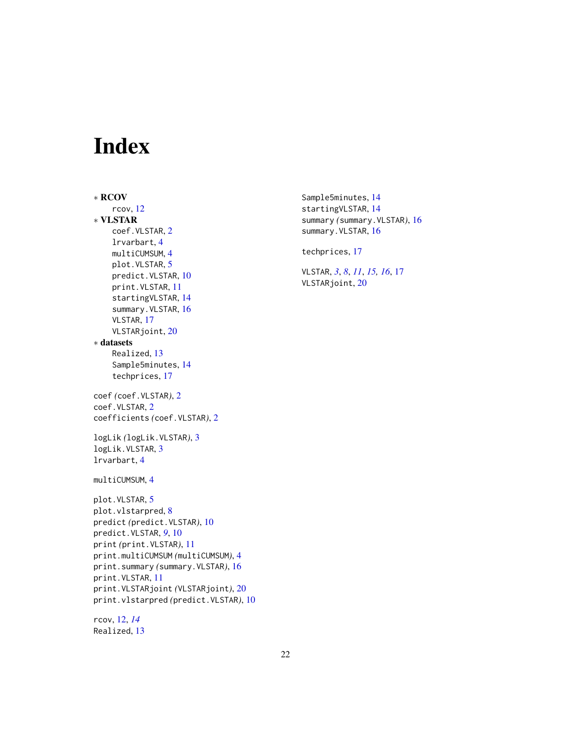# Index

* **RCOV**
  - rcov, 12
* **VLSTAR**
  - coef.VLSTAR, 2
  - lrvarbart, 4
  - multiCUMSUM, 4
  - plot.VLSTAR, 5
  - predict.VLSTAR, 10
  - print.VLSTAR, 11
  - startingVLSTAR, 14
  - summary.VLSTAR, 16
  - VLSTAR, 17
  - VLSTARjoint, 20
* **datasets**
  - Realized, 13
  - Sample5minutes, 14
  - techprices, 17

coef (coef.VLSTAR), 2
coef.VLSTAR, 2
coefficients (coef.VLSTAR), 2

logLik (logLik.VLSTAR), 3
logLik.VLSTAR, 3
lrvarbart, 4

multiCUMSUM, 4

plot.VLSTAR, 5
plot.vlstarpred, 8
predict (predict.VLSTAR), 10
predict.VLSTAR, *9*, 10
print (print.VLSTAR), 11
print.multiCUMSUM (multiCUMSUM), 4
print.summary (summary.VLSTAR), 16
print.VLSTAR, 11
print.VLSTARjoint (VLSTARjoint), 20
print.vlstarpred (predict.VLSTAR), 10

rcov, 12, *14*
Realized, 13

Sample5minutes, 14
startingVLSTAR, 14
summary (summary.VLSTAR), 16
summary.VLSTAR, 16

techprices, 17

VLSTAR, *3*, *8*, *11*, *15*, *16*, 17
VLSTARjoint, 20